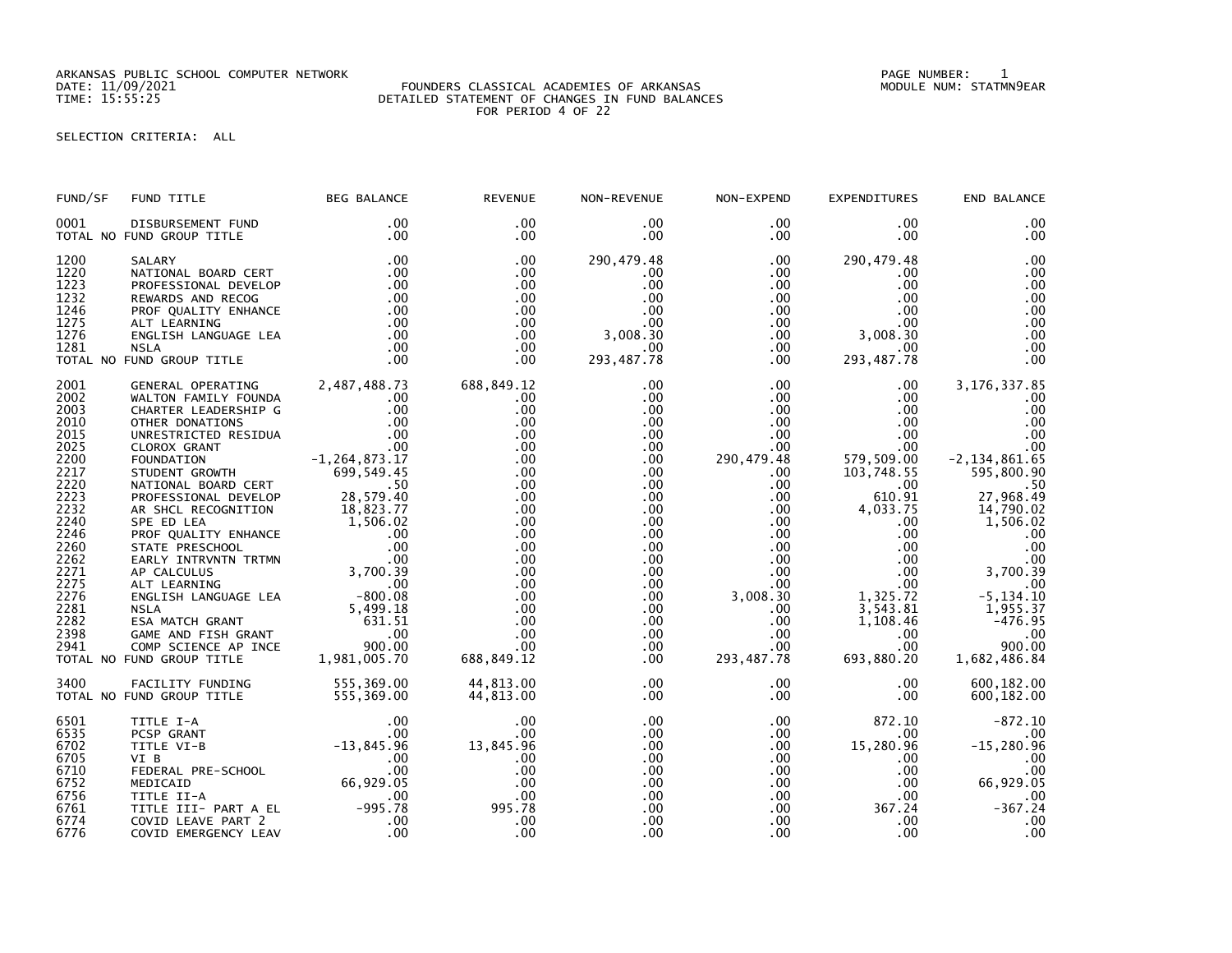ARKANSAS PUBLIC SCHOOL COMPUTER NETWORK
DATE: 11/09/2021
TIME: 15:55:25

FOUNDERS CLASSICAL ACADEMIES OF ARKANSAS
DETAILED STATEMENT OF CHANGES IN FUND BALANCES
FOR PERIOD 4 OF 22

PAGE NUMBER: 1
MODULE NUM: STATMN9EAR

SELECTION CRITERIA: ALL

| FUND/SF | FUND TITLE | BEG BALANCE | REVENUE | NON-REVENUE | NON-EXPEND | EXPENDITURES | END BALANCE |
|---|---|---|---|---|---|---|---|
| 0001 | DISBURSEMENT FUND | .00 | .00 | .00 | .00 | .00 | .00 |
| TOTAL NO FUND GROUP TITLE | | .00 | .00 | .00 | .00 | .00 | .00 |
| 1200 | SALARY | .00 | .00 | 290,479.48 | .00 | 290,479.48 | .00 |
| 1220 | NATIONAL BOARD CERT | .00 | .00 | .00 | .00 | .00 | .00 |
| 1223 | PROFESSIONAL DEVELOP | .00 | .00 | .00 | .00 | .00 | .00 |
| 1232 | REWARDS AND RECOG | .00 | .00 | .00 | .00 | .00 | .00 |
| 1246 | PROF QUALITY ENHANCE | .00 | .00 | .00 | .00 | .00 | .00 |
| 1275 | ALT LEARNING | .00 | .00 | .00 | .00 | .00 | .00 |
| 1276 | ENGLISH LANGUAGE LEA | .00 | .00 | 3,008.30 | .00 | 3,008.30 | .00 |
| 1281 | NSLA | .00 | .00 | .00 | .00 | .00 | .00 |
| TOTAL NO FUND GROUP TITLE | | .00 | .00 | 293,487.78 | .00 | 293,487.78 | .00 |
| 2001 | GENERAL OPERATING | 2,487,488.73 | 688,849.12 | .00 | .00 | .00 | 3,176,337.85 |
| 2002 | WALTON FAMILY FOUNDA | .00 | .00 | .00 | .00 | .00 | .00 |
| 2003 | CHARTER LEADERSHIP G | .00 | .00 | .00 | .00 | .00 | .00 |
| 2010 | OTHER DONATIONS | .00 | .00 | .00 | .00 | .00 | .00 |
| 2015 | UNRESTRICTED RESIDUA | .00 | .00 | .00 | .00 | .00 | .00 |
| 2025 | CLOROX GRANT | .00 | .00 | .00 | .00 | .00 | .00 |
| 2200 | FOUNDATION | -1,264,873.17 | .00 | .00 | 290,479.48 | 579,509.00 | -2,134,861.65 |
| 2217 | STUDENT GROWTH | 699,549.45 | .00 | .00 | .00 | 103,748.55 | 595,800.90 |
| 2220 | NATIONAL BOARD CERT | .50 | .00 | .00 | .00 | .00 | .50 |
| 2223 | PROFESSIONAL DEVELOP | 28,579.40 | .00 | .00 | .00 | 610.91 | 27,968.49 |
| 2232 | AR SHCL RECOGNITION | 18,823.77 | .00 | .00 | .00 | 4,033.75 | 14,790.02 |
| 2240 | SPE ED LEA | 1,506.02 | .00 | .00 | .00 | .00 | 1,506.02 |
| 2246 | PROF QUALITY ENHANCE | .00 | .00 | .00 | .00 | .00 | .00 |
| 2260 | STATE PRESCHOOL | .00 | .00 | .00 | .00 | .00 | .00 |
| 2262 | EARLY INTRVNTN TRTMN | .00 | .00 | .00 | .00 | .00 | .00 |
| 2271 | AP CALCULUS | 3,700.39 | .00 | .00 | .00 | .00 | 3,700.39 |
| 2275 | ALT LEARNING | .00 | .00 | .00 | .00 | .00 | .00 |
| 2276 | ENGLISH LANGUAGE LEA | -800.08 | .00 | .00 | 3,008.30 | 1,325.72 | -5,134.10 |
| 2281 | NSLA | 5,499.18 | .00 | .00 | .00 | 3,543.81 | 1,955.37 |
| 2282 | ESA MATCH GRANT | 631.51 | .00 | .00 | .00 | 1,108.46 | -476.95 |
| 2398 | GAME AND FISH GRANT | .00 | .00 | .00 | .00 | .00 | .00 |
| 2941 | COMP SCIENCE AP INCE | 900.00 | .00 | .00 | .00 | .00 | 900.00 |
| TOTAL NO FUND GROUP TITLE | | 1,981,005.70 | 688,849.12 | .00 | 293,487.78 | 693,880.20 | 1,682,486.84 |
| 3400 | FACILITY FUNDING | 555,369.00 | 44,813.00 | .00 | .00 | .00 | 600,182.00 |
| TOTAL NO FUND GROUP TITLE | | 555,369.00 | 44,813.00 | .00 | .00 | .00 | 600,182.00 |
| 6501 | TITLE I-A | .00 | .00 | .00 | .00 | 872.10 | -872.10 |
| 6535 | PCSP GRANT | .00 | .00 | .00 | .00 | .00 | .00 |
| 6702 | TITLE VI-B | -13,845.96 | 13,845.96 | .00 | .00 | 15,280.96 | -15,280.96 |
| 6705 | VI B | .00 | .00 | .00 | .00 | .00 | .00 |
| 6710 | FEDERAL PRE-SCHOOL | .00 | .00 | .00 | .00 | .00 | .00 |
| 6752 | MEDICAID | 66,929.05 | .00 | .00 | .00 | .00 | 66,929.05 |
| 6756 | TITLE II-A | .00 | .00 | .00 | .00 | .00 | .00 |
| 6761 | TITLE III- PART A EL | -995.78 | 995.78 | .00 | .00 | 367.24 | -367.24 |
| 6774 | COVID LEAVE PART 2 | .00 | .00 | .00 | .00 | .00 | .00 |
| 6776 | COVID EMERGENCY LEAV | .00 | .00 | .00 | .00 | .00 | .00 |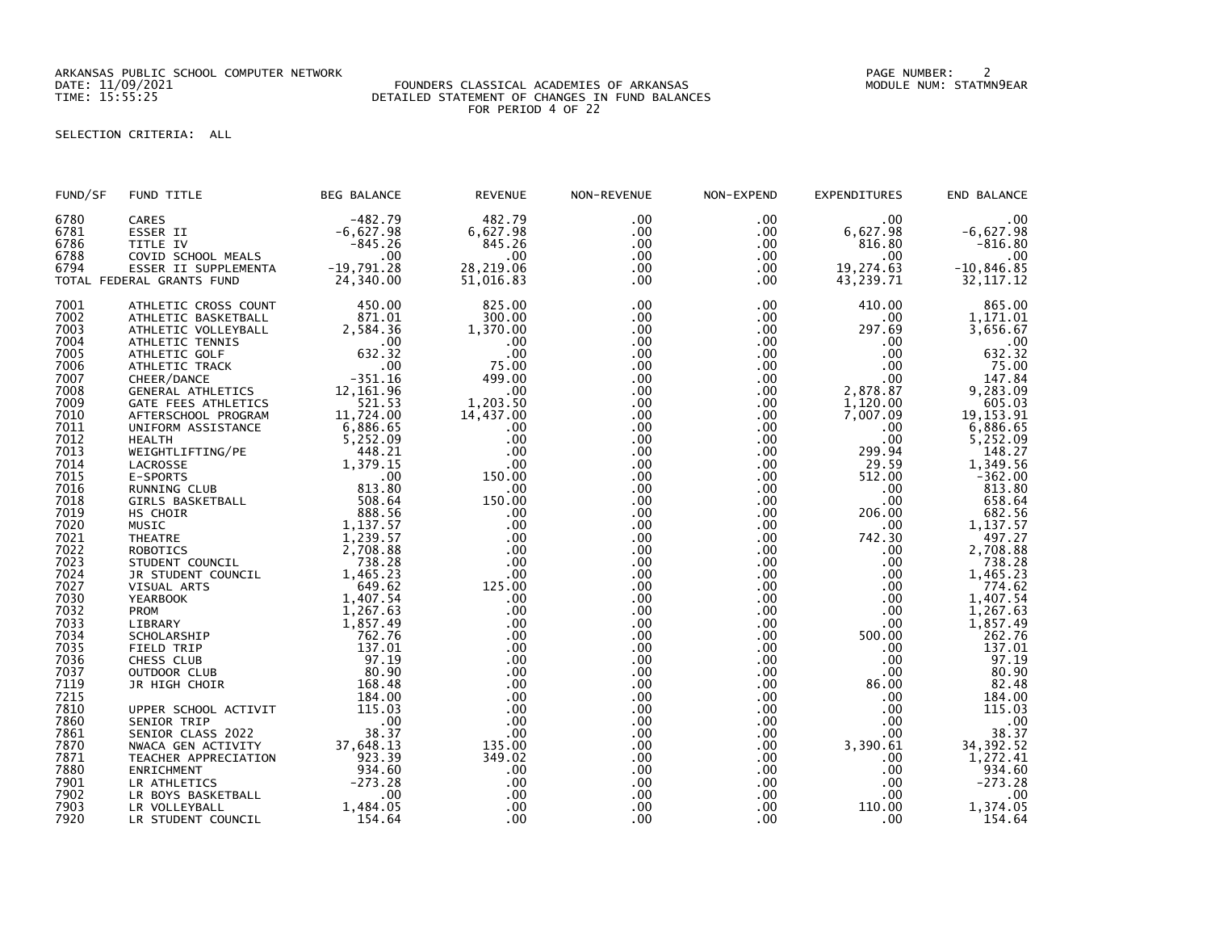ARKANSAS PUBLIC SCHOOL COMPUTER NETWORK
DATE: 11/09/2021
TIME: 15:55:25

FOUNDERS CLASSICAL ACADEMIES OF ARKANSAS
DETAILED STATEMENT OF CHANGES IN FUND BALANCES
FOR PERIOD 4 OF 22

PAGE NUMBER: 2
MODULE NUM: STATMN9EAR

SELECTION CRITERIA: ALL

| FUND/SF | FUND TITLE | BEG BALANCE | REVENUE | NON-REVENUE | NON-EXPEND | EXPENDITURES | END BALANCE |
|---|---|---|---|---|---|---|---|
| 6780 | CARES | -482.79 | 482.79 | .00 | .00 | .00 | .00 |
| 6781 | ESSER II | -6,627.98 | 6,627.98 | .00 | .00 | 6,627.98 | -6,627.98 |
| 6786 | TITLE IV | -845.26 | 845.26 | .00 | .00 | 816.80 | -816.80 |
| 6788 | COVID SCHOOL MEALS | .00 | .00 | .00 | .00 | .00 | .00 |
| 6794 | ESSER II SUPPLEMENTA | -19,791.28 | 28,219.06 | .00 | .00 | 19,274.63 | -10,846.85 |
| TOTAL FEDERAL GRANTS FUND | | 24,340.00 | 51,016.83 | .00 | .00 | 43,239.71 | 32,117.12 |
| 7001 | ATHLETIC CROSS COUNT | 450.00 | 825.00 | .00 | .00 | 410.00 | 865.00 |
| 7002 | ATHLETIC BASKETBALL | 871.01 | 300.00 | .00 | .00 | .00 | 1,171.01 |
| 7003 | ATHLETIC VOLLEYBALL | 2,584.36 | 1,370.00 | .00 | .00 | 297.69 | 3,656.67 |
| 7004 | ATHLETIC TENNIS | .00 | .00 | .00 | .00 | .00 | .00 |
| 7005 | ATHLETIC GOLF | 632.32 | .00 | .00 | .00 | .00 | 632.32 |
| 7006 | ATHLETIC TRACK | .00 | 75.00 | .00 | .00 | .00 | 75.00 |
| 7007 | CHEER/DANCE | -351.16 | 499.00 | .00 | .00 | .00 | 147.84 |
| 7008 | GENERAL ATHLETICS | 12,161.96 | .00 | .00 | .00 | 2,878.87 | 9,283.09 |
| 7009 | GATE FEES ATHLETICS | 521.53 | 1,203.50 | .00 | .00 | 1,120.00 | 605.03 |
| 7010 | AFTERSCHOOL PROGRAM | 11,724.00 | 14,437.00 | .00 | .00 | 7,007.09 | 19,153.91 |
| 7011 | UNIFORM ASSISTANCE | 6,886.65 | .00 | .00 | .00 | .00 | 6,886.65 |
| 7012 | HEALTH | 5,252.09 | .00 | .00 | .00 | .00 | 5,252.09 |
| 7013 | WEIGHTLIFTING/PE | 448.21 | .00 | .00 | .00 | 299.94 | 148.27 |
| 7014 | LACROSSE | 1,379.15 | .00 | .00 | .00 | 29.59 | 1,349.56 |
| 7015 | E-SPORTS | .00 | 150.00 | .00 | .00 | 512.00 | -362.00 |
| 7016 | RUNNING CLUB | 813.80 | .00 | .00 | .00 | .00 | 813.80 |
| 7018 | GIRLS BASKETBALL | 508.64 | 150.00 | .00 | .00 | .00 | 658.64 |
| 7019 | HS CHOIR | 888.56 | .00 | .00 | .00 | 206.00 | 682.56 |
| 7020 | MUSIC | 1,137.57 | .00 | .00 | .00 | .00 | 1,137.57 |
| 7021 | THEATRE | 1,239.57 | .00 | .00 | .00 | 742.30 | 497.27 |
| 7022 | ROBOTICS | 2,708.88 | .00 | .00 | .00 | .00 | 2,708.88 |
| 7023 | STUDENT COUNCIL | 738.28 | .00 | .00 | .00 | .00 | 738.28 |
| 7024 | JR STUDENT COUNCIL | 1,465.23 | .00 | .00 | .00 | .00 | 1,465.23 |
| 7027 | VISUAL ARTS | 649.62 | 125.00 | .00 | .00 | .00 | 774.62 |
| 7030 | YEARBOOK | 1,407.54 | .00 | .00 | .00 | .00 | 1,407.54 |
| 7032 | PROM | 1,267.63 | .00 | .00 | .00 | .00 | 1,267.63 |
| 7033 | LIBRARY | 1,857.49 | .00 | .00 | .00 | .00 | 1,857.49 |
| 7034 | SCHOLARSHIP | 762.76 | .00 | .00 | .00 | 500.00 | 262.76 |
| 7035 | FIELD TRIP | 137.01 | .00 | .00 | .00 | .00 | 137.01 |
| 7036 | CHESS CLUB | 97.19 | .00 | .00 | .00 | .00 | 97.19 |
| 7037 | OUTDOOR CLUB | 80.90 | .00 | .00 | .00 | .00 | 80.90 |
| 7119 | JR HIGH CHOIR | 168.48 | .00 | .00 | .00 | 86.00 | 82.48 |
| 7215 | | 184.00 | .00 | .00 | .00 | .00 | 184.00 |
| 7810 | UPPER SCHOOL ACTIVIT | 115.03 | .00 | .00 | .00 | .00 | 115.03 |
| 7860 | SENIOR TRIP | .00 | .00 | .00 | .00 | .00 | .00 |
| 7861 | SENIOR CLASS 2022 | 38.37 | .00 | .00 | .00 | .00 | 38.37 |
| 7870 | NWACA GEN ACTIVITY | 37,648.13 | 135.00 | .00 | .00 | 3,390.61 | 34,392.52 |
| 7871 | TEACHER APPRECIATION | 923.39 | 349.02 | .00 | .00 | .00 | 1,272.41 |
| 7880 | ENRICHMENT | 934.60 | .00 | .00 | .00 | .00 | 934.60 |
| 7901 | LR ATHLETICS | -273.28 | .00 | .00 | .00 | .00 | -273.28 |
| 7902 | LR BOYS BASKETBALL | .00 | .00 | .00 | .00 | .00 | .00 |
| 7903 | LR VOLLEYBALL | 1,484.05 | .00 | .00 | .00 | 110.00 | 1,374.05 |
| 7920 | LR STUDENT COUNCIL | 154.64 | .00 | .00 | .00 | .00 | 154.64 |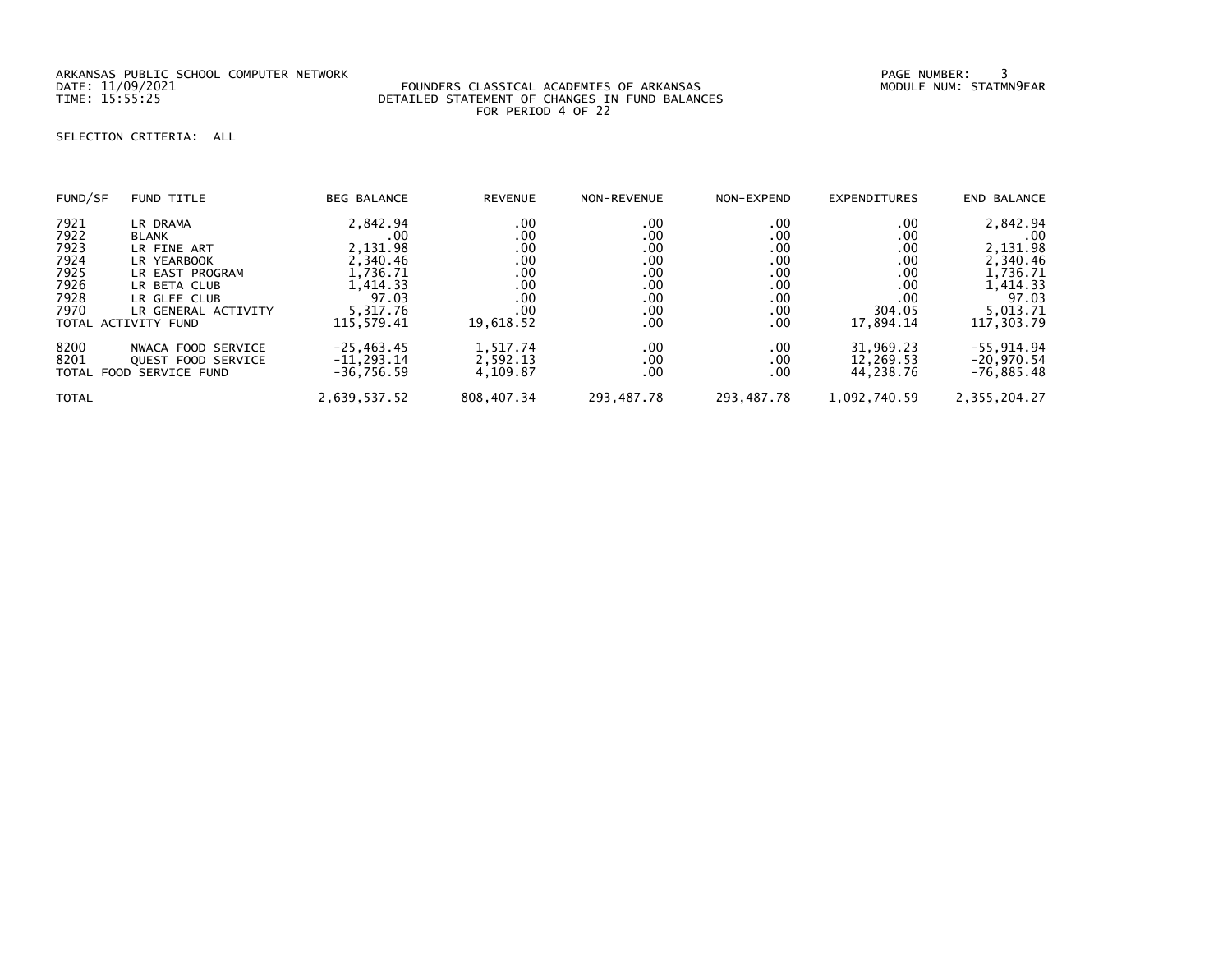ARKANSAS PUBLIC SCHOOL COMPUTER NETWORK
DATE: 11/09/2021
TIME: 15:55:25

FOUNDERS CLASSICAL ACADEMIES OF ARKANSAS
DETAILED STATEMENT OF CHANGES IN FUND BALANCES
FOR PERIOD 4 OF 22

PAGE NUMBER: 3
MODULE NUM: STATMN9EAR

SELECTION CRITERIA: ALL

| FUND/SF | FUND TITLE | BEG BALANCE | REVENUE | NON-REVENUE | NON-EXPEND | EXPENDITURES | END BALANCE |
|---|---|---|---|---|---|---|---|
| 7921 | LR DRAMA | 2,842.94 | .00 | .00 | .00 | .00 | 2,842.94 |
| 7922 | BLANK | .00 | .00 | .00 | .00 | .00 | .00 |
| 7923 | LR FINE ART | 2,131.98 | .00 | .00 | .00 | .00 | 2,131.98 |
| 7924 | LR YEARBOOK | 2,340.46 | .00 | .00 | .00 | .00 | 2,340.46 |
| 7925 | LR EAST PROGRAM | 1,736.71 | .00 | .00 | .00 | .00 | 1,736.71 |
| 7926 | LR BETA CLUB | 1,414.33 | .00 | .00 | .00 | .00 | 1,414.33 |
| 7928 | LR GLEE CLUB | 97.03 | .00 | .00 | .00 | .00 | 97.03 |
| 7970 | LR GENERAL ACTIVITY | 5,317.76 | .00 | .00 | .00 | 304.05 | 5,013.71 |
| TOTAL ACTIVITY FUND | | 115,579.41 | 19,618.52 | .00 | .00 | 17,894.14 | 117,303.79 |
| 8200 | NWACA FOOD SERVICE | -25,463.45 | 1,517.74 | .00 | .00 | 31,969.23 | -55,914.94 |
| 8201 | QUEST FOOD SERVICE | -11,293.14 | 2,592.13 | .00 | .00 | 12,269.53 | -20,970.54 |
| TOTAL FOOD SERVICE FUND | | -36,756.59 | 4,109.87 | .00 | .00 | 44,238.76 | -76,885.48 |
| TOTAL | | 2,639,537.52 | 808,407.34 | 293,487.78 | 293,487.78 | 1,092,740.59 | 2,355,204.27 |